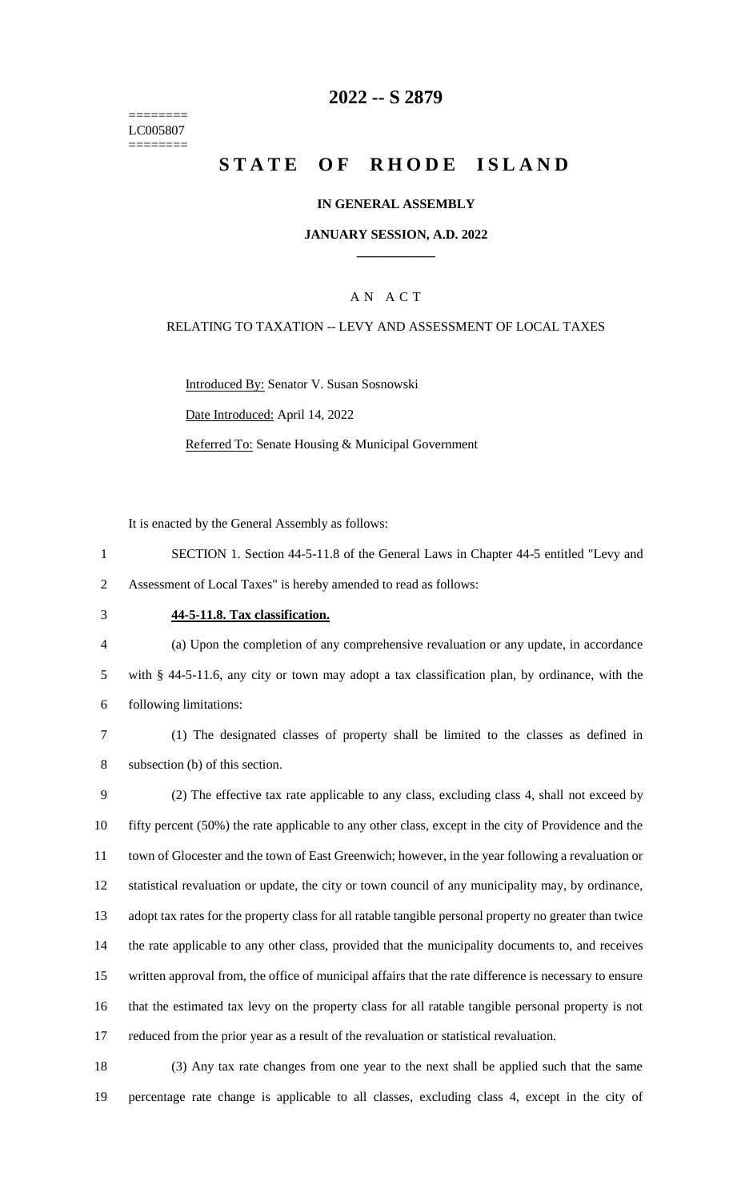========
LC005807
========

# 2022 -- S 2879

# STATE OF RHODE ISLAND

**IN GENERAL ASSEMBLY**

**JANUARY SESSION, A.D. 2022**

---

A N A C T

RELATING TO TAXATION -- LEVY AND ASSESSMENT OF LOCAL TAXES

Introduced By: Senator V. Susan Sosnowski

Date Introduced: April 14, 2022

Referred To: Senate Housing & Municipal Government

It is enacted by the General Assembly as follows:

SECTION 1. Section 44-5-11.8 of the General Laws in Chapter 44-5 entitled "Levy and Assessment of Local Taxes" is hereby amended to read as follows:

**44-5-11.8. Tax classification.**

(a) Upon the completion of any comprehensive revaluation or any update, in accordance with § 44-5-11.6, any city or town may adopt a tax classification plan, by ordinance, with the following limitations:

(1) The designated classes of property shall be limited to the classes as defined in subsection (b) of this section.

(2) The effective tax rate applicable to any class, excluding class 4, shall not exceed by fifty percent (50%) the rate applicable to any other class, except in the city of Providence and the town of Glocester and the town of East Greenwich; however, in the year following a revaluation or statistical revaluation or update, the city or town council of any municipality may, by ordinance, adopt tax rates for the property class for all ratable tangible personal property no greater than twice the rate applicable to any other class, provided that the municipality documents to, and receives written approval from, the office of municipal affairs that the rate difference is necessary to ensure that the estimated tax levy on the property class for all ratable tangible personal property is not reduced from the prior year as a result of the revaluation or statistical revaluation.

(3) Any tax rate changes from one year to the next shall be applied such that the same percentage rate change is applicable to all classes, excluding class 4, except in the city of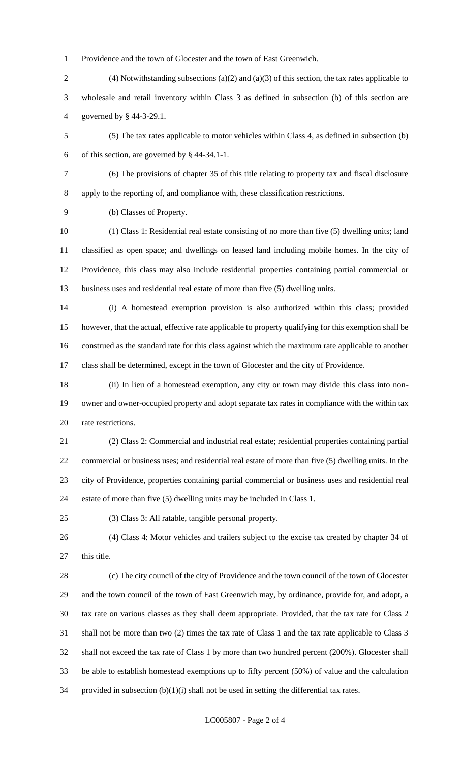Providence and the town of Glocester and the town of East Greenwich.

(4) Notwithstanding subsections (a)(2) and (a)(3) of this section, the tax rates applicable to wholesale and retail inventory within Class 3 as defined in subsection (b) of this section are governed by § 44-3-29.1.

(5) The tax rates applicable to motor vehicles within Class 4, as defined in subsection (b) of this section, are governed by § 44-34.1-1.

(6) The provisions of chapter 35 of this title relating to property tax and fiscal disclosure apply to the reporting of, and compliance with, these classification restrictions.

(b) Classes of Property.

(1) Class 1: Residential real estate consisting of no more than five (5) dwelling units; land classified as open space; and dwellings on leased land including mobile homes. In the city of Providence, this class may also include residential properties containing partial commercial or business uses and residential real estate of more than five (5) dwelling units.

(i) A homestead exemption provision is also authorized within this class; provided however, that the actual, effective rate applicable to property qualifying for this exemption shall be construed as the standard rate for this class against which the maximum rate applicable to another class shall be determined, except in the town of Glocester and the city of Providence.

(ii) In lieu of a homestead exemption, any city or town may divide this class into non-owner and owner-occupied property and adopt separate tax rates in compliance with the within tax rate restrictions.

(2) Class 2: Commercial and industrial real estate; residential properties containing partial commercial or business uses; and residential real estate of more than five (5) dwelling units. In the city of Providence, properties containing partial commercial or business uses and residential real estate of more than five (5) dwelling units may be included in Class 1.

(3) Class 3: All ratable, tangible personal property.

(4) Class 4: Motor vehicles and trailers subject to the excise tax created by chapter 34 of this title.

(c) The city council of the city of Providence and the town council of the town of Glocester and the town council of the town of East Greenwich may, by ordinance, provide for, and adopt, a tax rate on various classes as they shall deem appropriate. Provided, that the tax rate for Class 2 shall not be more than two (2) times the tax rate of Class 1 and the tax rate applicable to Class 3 shall not exceed the tax rate of Class 1 by more than two hundred percent (200%). Glocester shall be able to establish homestead exemptions up to fifty percent (50%) of value and the calculation provided in subsection (b)(1)(i) shall not be used in setting the differential tax rates.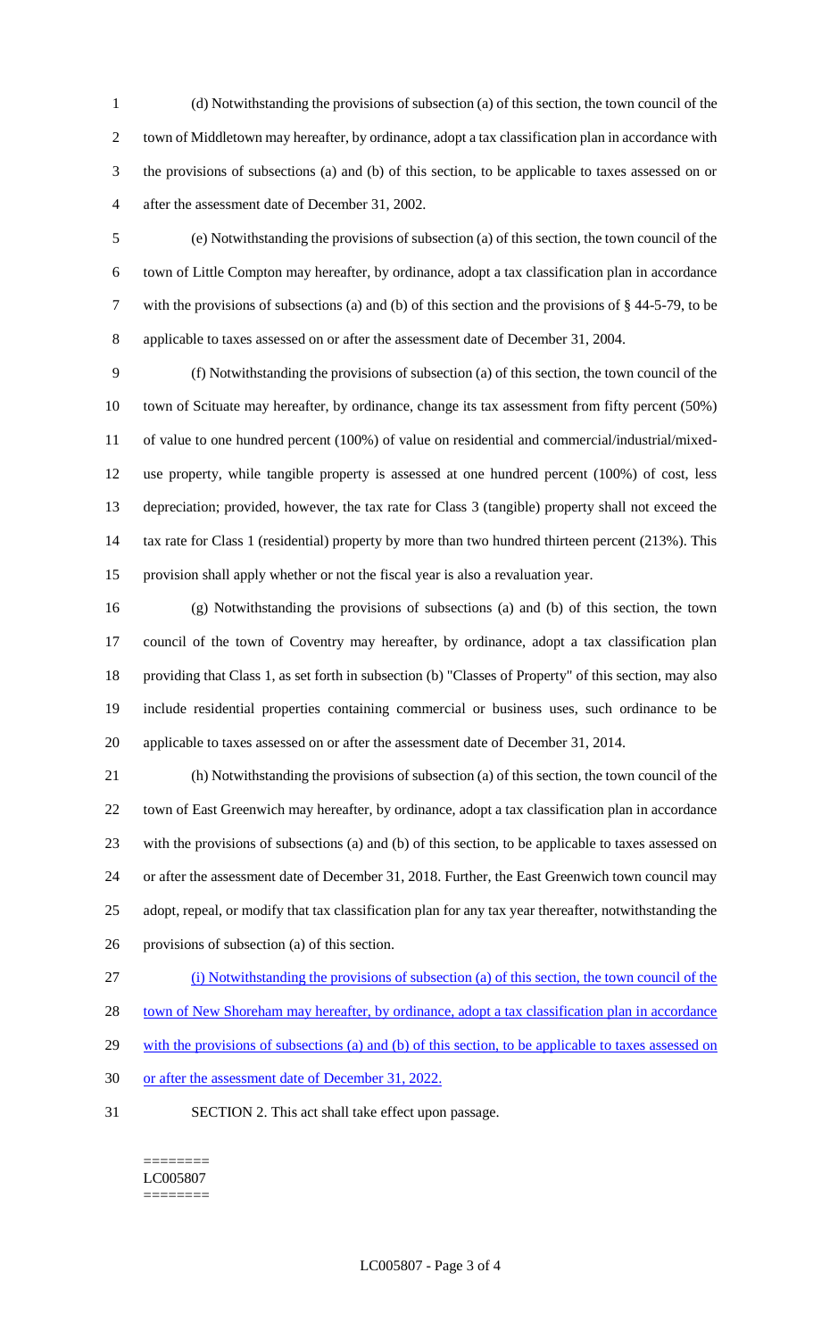(d) Notwithstanding the provisions of subsection (a) of this section, the town council of the town of Middletown may hereafter, by ordinance, adopt a tax classification plan in accordance with the provisions of subsections (a) and (b) of this section, to be applicable to taxes assessed on or after the assessment date of December 31, 2002.

(e) Notwithstanding the provisions of subsection (a) of this section, the town council of the town of Little Compton may hereafter, by ordinance, adopt a tax classification plan in accordance with the provisions of subsections (a) and (b) of this section and the provisions of § 44-5-79, to be applicable to taxes assessed on or after the assessment date of December 31, 2004.

(f) Notwithstanding the provisions of subsection (a) of this section, the town council of the town of Scituate may hereafter, by ordinance, change its tax assessment from fifty percent (50%) of value to one hundred percent (100%) of value on residential and commercial/industrial/mixed-use property, while tangible property is assessed at one hundred percent (100%) of cost, less depreciation; provided, however, the tax rate for Class 3 (tangible) property shall not exceed the tax rate for Class 1 (residential) property by more than two hundred thirteen percent (213%). This provision shall apply whether or not the fiscal year is also a revaluation year.

(g) Notwithstanding the provisions of subsections (a) and (b) of this section, the town council of the town of Coventry may hereafter, by ordinance, adopt a tax classification plan providing that Class 1, as set forth in subsection (b) "Classes of Property" of this section, may also include residential properties containing commercial or business uses, such ordinance to be applicable to taxes assessed on or after the assessment date of December 31, 2014.

(h) Notwithstanding the provisions of subsection (a) of this section, the town council of the town of East Greenwich may hereafter, by ordinance, adopt a tax classification plan in accordance with the provisions of subsections (a) and (b) of this section, to be applicable to taxes assessed on or after the assessment date of December 31, 2018. Further, the East Greenwich town council may adopt, repeal, or modify that tax classification plan for any tax year thereafter, notwithstanding the provisions of subsection (a) of this section.

(i) Notwithstanding the provisions of subsection (a) of this section, the town council of the town of New Shoreham may hereafter, by ordinance, adopt a tax classification plan in accordance with the provisions of subsections (a) and (b) of this section, to be applicable to taxes assessed on or after the assessment date of December 31, 2022.

SECTION 2. This act shall take effect upon passage.

========
LC005807
========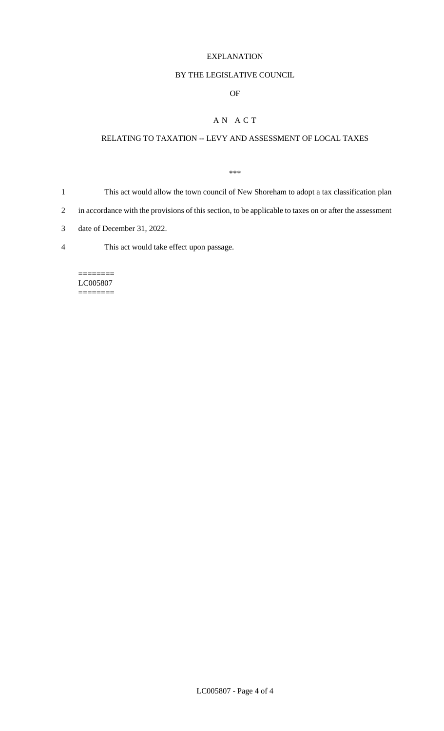EXPLANATION

BY THE LEGISLATIVE COUNCIL

OF

A N A C T

RELATING TO TAXATION -- LEVY AND ASSESSMENT OF LOCAL TAXES

\*\*\*

1 This act would allow the town council of New Shoreham to adopt a tax classification plan
2 in accordance with the provisions of this section, to be applicable to taxes on or after the assessment
3 date of December 31, 2022.

4 This act would take effect upon passage.

========
LC005807
========